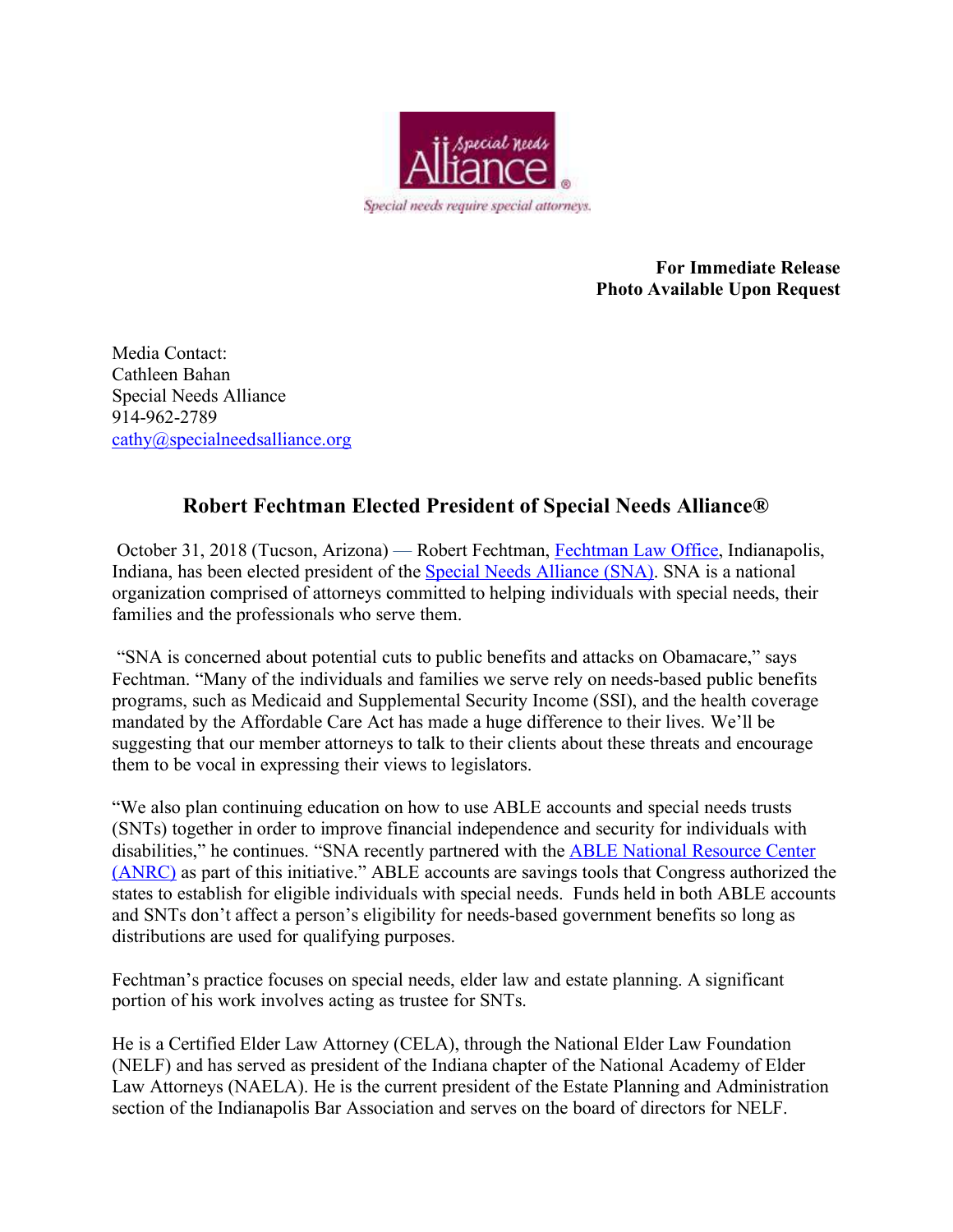Special Needs Alliance®

*Special needs require special attorneys.*

**For Immediate Release**
**Photo Available Upon Request**

Media Contact:
Cathleen Bahan
Special Needs Alliance
914-962-2789
cathy@specialneedsalliance.org

## Robert Fechtman Elected President of Special Needs Alliance®

October 31, 2018 (Tucson, Arizona) — Robert Fechtman, Fechtman Law Office, Indianapolis, Indiana, has been elected president of the Special Needs Alliance (SNA). SNA is a national organization comprised of attorneys committed to helping individuals with special needs, their families and the professionals who serve them.

"SNA is concerned about potential cuts to public benefits and attacks on Obamacare," says Fechtman. "Many of the individuals and families we serve rely on needs-based public benefits programs, such as Medicaid and Supplemental Security Income (SSI), and the health coverage mandated by the Affordable Care Act has made a huge difference to their lives. We'll be suggesting that our member attorneys to talk to their clients about these threats and encourage them to be vocal in expressing their views to legislators.

"We also plan continuing education on how to use ABLE accounts and special needs trusts (SNTs) together in order to improve financial independence and security for individuals with disabilities," he continues. "SNA recently partnered with the ABLE National Resource Center (ANRC) as part of this initiative." ABLE accounts are savings tools that Congress authorized the states to establish for eligible individuals with special needs. Funds held in both ABLE accounts and SNTs don't affect a person's eligibility for needs-based government benefits so long as distributions are used for qualifying purposes.

Fechtman's practice focuses on special needs, elder law and estate planning. A significant portion of his work involves acting as trustee for SNTs.

He is a Certified Elder Law Attorney (CELA), through the National Elder Law Foundation (NELF) and has served as president of the Indiana chapter of the National Academy of Elder Law Attorneys (NAELA). He is the current president of the Estate Planning and Administration section of the Indianapolis Bar Association and serves on the board of directors for NELF.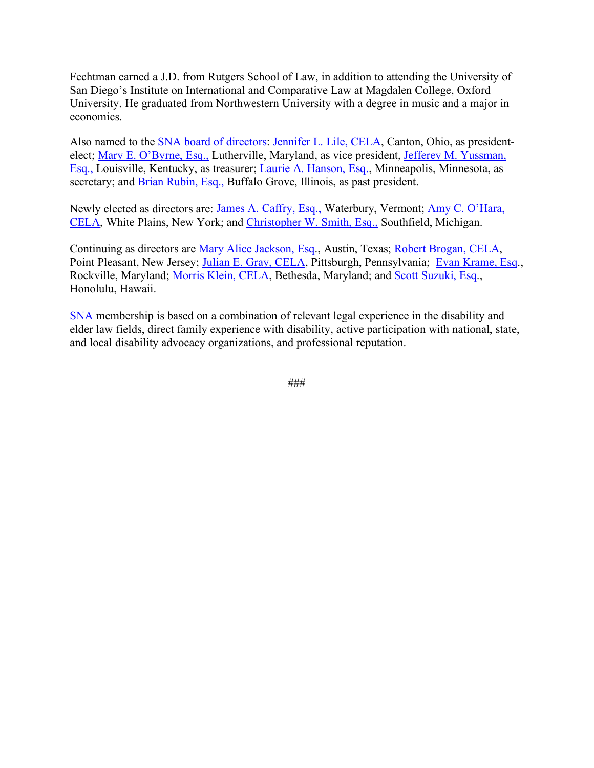Fechtman earned a J.D. from Rutgers School of Law, in addition to attending the University of San Diego's Institute on International and Comparative Law at Magdalen College, Oxford University. He graduated from Northwestern University with a degree in music and a major in economics.

Also named to the SNA board of directors: Jennifer L. Lile, CELA, Canton, Ohio, as president-elect; Mary E. O'Byrne, Esq., Lutherville, Maryland, as vice president, Jefferey M. Yussman, Esq., Louisville, Kentucky, as treasurer; Laurie A. Hanson, Esq., Minneapolis, Minnesota, as secretary; and Brian Rubin, Esq., Buffalo Grove, Illinois, as past president.

Newly elected as directors are: James A. Caffry, Esq., Waterbury, Vermont; Amy C. O'Hara, CELA, White Plains, New York; and Christopher W. Smith, Esq., Southfield, Michigan.

Continuing as directors are Mary Alice Jackson, Esq., Austin, Texas; Robert Brogan, CELA, Point Pleasant, New Jersey; Julian E. Gray, CELA, Pittsburgh, Pennsylvania; Evan Krame, Esq., Rockville, Maryland; Morris Klein, CELA, Bethesda, Maryland; and Scott Suzuki, Esq., Honolulu, Hawaii.

SNA membership is based on a combination of relevant legal experience in the disability and elder law fields, direct family experience with disability, active participation with national, state, and local disability advocacy organizations, and professional reputation.

###